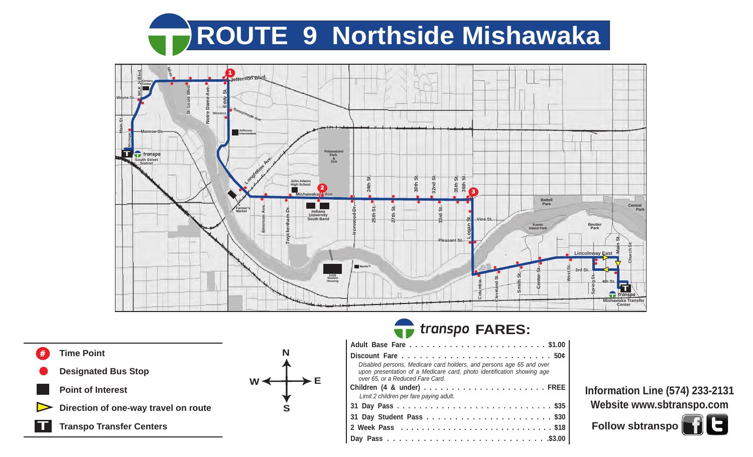# ROUTE 9 Northside Mishawaka

Jefferson Blvd. · Century Center · Wayne St. · MLK Jr Blvd. · Niles · St. Louis Blvd. · Notre Dame Ave. · Eddy St. · Western · Sunnymede Ave. · Main St. · Michigan · Monroe St. · Jefferson Intermediate · transpo South Street Station · Longfellow Ave. · Potawatomi Park & Zoo · John Adams High School · Mishawaka Ave. · 24th St. · 30th St. · 32nd St. · 35th St. · 36th St. · Farmer's Market · Emerson Ave. · Twyckenham Dr. · Indiana University South Bend · Ironwood Dr. · 25th St. · 27th St. · 33rd St. · Logan St. · Vine St. · Pleasant St. · IUSB Student Housing · Martin's · Battell Park · Kamm Island Park · Beutter Park · Central Park · Lincolnway East · Main St. · Church St. · West St. · 3rd St. · Spring St. · 4th St. · Columbia · Cleveland St. · Smith St. · Center St. · transpo Mishawaka Transfer Center

- # Time Point
- ● Designated Bus Stop
- ■ Point of Interest
- ▶ Direction of one-way travel on route
- T Transpo Transfer Centers

N · W · E · S

## transpo FARES:

| | |
|---|---|
| **Adult Base Fare** | $1.00 |
| **Discount Fare** | 50¢ |
| *Disabled persons, Medicare card holders, and persons age 65 and over upon presentation of a Medicare card, photo identification showing age over 65, or a Reduced Fare Card.* | |
| **Children (4 & under)** | FREE |
| *Limit 2 children per fare paying adult.* | |
| **31 Day Pass** | $35 |
| **31 Day Student Pass** | $30 |
| **2 Week Pass** | $18 |
| **Day Pass** | $3.00 |

**Information Line (574) 233-2131**
**Website www.sbtranspo.com**
**Follow sbtranspo**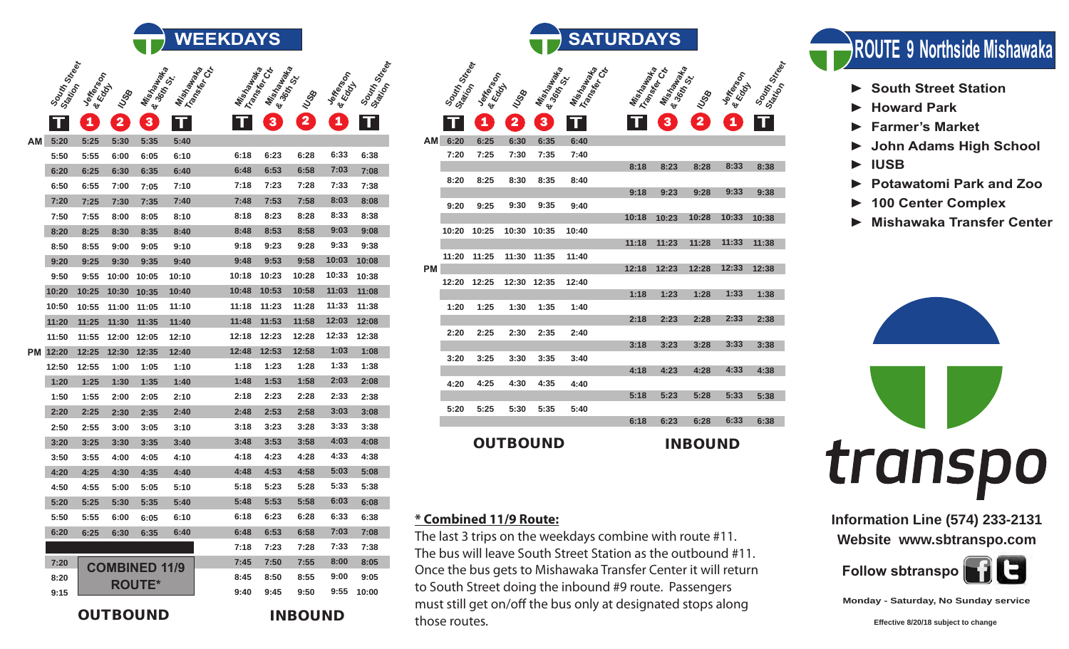## WEEKDAYS

| | South Street Station (T) | Jefferson & Eddy (1) | IUSB (2) | Mishawaka & 36th St. (3) | Mishawaka Transfer Ctr (T) | Mishawaka Transfer Ctr (T) | Mishawaka & 36th St. (3) | IUSB (2) | Jefferson & Eddy (1) | South Street Station (T) |
|---|---|---|---|---|---|---|---|---|---|---|
| AM | 5:20 | 5:25 | 5:30 | 5:35 | 5:40 | | | | | |
| | 5:50 | 5:55 | 6:00 | 6:05 | 6:10 | 6:18 | 6:23 | 6:28 | 6:33 | 6:38 |
| | 6:20 | 6:25 | 6:30 | 6:35 | 6:40 | 6:48 | 6:53 | 6:58 | 7:03 | 7:08 |
| | 6:50 | 6:55 | 7:00 | 7:05 | 7:10 | 7:18 | 7:23 | 7:28 | 7:33 | 7:38 |
| | 7:20 | 7:25 | 7:30 | 7:35 | 7:40 | 7:48 | 7:53 | 7:58 | 8:03 | 8:08 |
| | 7:50 | 7:55 | 8:00 | 8:05 | 8:10 | 8:18 | 8:23 | 8:28 | 8:33 | 8:38 |
| | 8:20 | 8:25 | 8:30 | 8:35 | 8:40 | 8:48 | 8:53 | 8:58 | 9:03 | 9:08 |
| | 8:50 | 8:55 | 9:00 | 9:05 | 9:10 | 9:18 | 9:23 | 9:28 | 9:33 | 9:38 |
| | 9:20 | 9:25 | 9:30 | 9:35 | 9:40 | 9:48 | 9:53 | 9:58 | 10:03 | 10:08 |
| | 9:50 | 9:55 | 10:00 | 10:05 | 10:10 | 10:18 | 10:23 | 10:28 | 10:33 | 10:38 |
| | 10:20 | 10:25 | 10:30 | 10:35 | 10:40 | 10:48 | 10:53 | 10:58 | 11:03 | 11:08 |
| | 10:50 | 10:55 | 11:00 | 11:05 | 11:10 | 11:18 | 11:23 | 11:28 | 11:33 | 11:38 |
| | 11:20 | 11:25 | 11:30 | 11:35 | 11:40 | 11:48 | 11:53 | 11:58 | 12:03 | 12:08 |
| | 11:50 | 11:55 | 12:00 | 12:05 | 12:10 | 12:18 | 12:23 | 12:28 | 12:33 | 12:38 |
| PM | 12:20 | 12:25 | 12:30 | 12:35 | 12:40 | 12:48 | 12:53 | 12:58 | 1:03 | 1:08 |
| | 12:50 | 12:55 | 1:00 | 1:05 | 1:10 | 1:18 | 1:23 | 1:28 | 1:33 | 1:38 |
| | 1:20 | 1:25 | 1:30 | 1:35 | 1:40 | 1:48 | 1:53 | 1:58 | 2:03 | 2:08 |
| | 1:50 | 1:55 | 2:00 | 2:05 | 2:10 | 2:18 | 2:23 | 2:28 | 2:33 | 2:38 |
| | 2:20 | 2:25 | 2:30 | 2:35 | 2:40 | 2:48 | 2:53 | 2:58 | 3:03 | 3:08 |
| | 2:50 | 2:55 | 3:00 | 3:05 | 3:10 | 3:18 | 3:23 | 3:28 | 3:33 | 3:38 |
| | 3:20 | 3:25 | 3:30 | 3:35 | 3:40 | 3:48 | 3:53 | 3:58 | 4:03 | 4:08 |
| | 3:50 | 3:55 | 4:00 | 4:05 | 4:10 | 4:18 | 4:23 | 4:28 | 4:33 | 4:38 |
| | 4:20 | 4:25 | 4:30 | 4:35 | 4:40 | 4:48 | 4:53 | 4:58 | 5:03 | 5:08 |
| | 4:50 | 4:55 | 5:00 | 5:05 | 5:10 | 5:18 | 5:23 | 5:28 | 5:33 | 5:38 |
| | 5:20 | 5:25 | 5:30 | 5:35 | 5:40 | 5:48 | 5:53 | 5:58 | 6:03 | 6:08 |
| | 5:50 | 5:55 | 6:00 | 6:05 | 6:10 | 6:18 | 6:23 | 6:28 | 6:33 | 6:38 |
| | 6:20 | 6:25 | 6:30 | 6:35 | 6:40 | 6:48 | 6:53 | 6:58 | 7:03 | 7:08 |
| | | | | | | 7:18 | 7:23 | 7:28 | 7:33 | 7:38 |
| | 7:20 | COMBINED 11/9 ROUTE* | | | | 7:45 | 7:50 | 7:55 | 8:00 | 8:05 |
| | 8:20 | | | | | 8:45 | 8:50 | 8:55 | 9:00 | 9:05 |
| | 9:15 | | | | | 9:40 | 9:45 | 9:50 | 9:55 | 10:00 |

**OUTBOUND** | **INBOUND**

## SATURDAYS

| | South Street Station (T) | Jefferson & Eddy (1) | IUSB (2) | Mishawaka & 36th St. (3) | Mishawaka Transfer Ctr (T) | Mishawaka Transfer Ctr (T) | Mishawaka & 36th St. (3) | IUSB (2) | Jefferson & Eddy (1) | South Street Station (T) |
|---|---|---|---|---|---|---|---|---|---|---|
| AM | 6:20 | 6:25 | 6:30 | 6:35 | 6:40 | | | | | |
| | 7:20 | 7:25 | 7:30 | 7:35 | 7:40 | | | | | |
| | | | | | | 8:18 | 8:23 | 8:28 | 8:33 | 8:38 |
| | 8:20 | 8:25 | 8:30 | 8:35 | 8:40 | | | | | |
| | | | | | | 9:18 | 9:23 | 9:28 | 9:33 | 9:38 |
| | 9:20 | 9:25 | 9:30 | 9:35 | 9:40 | | | | | |
| | | | | | | 10:18 | 10:23 | 10:28 | 10:33 | 10:38 |
| | 10:20 | 10:25 | 10:30 | 10:35 | 10:40 | | | | | |
| | | | | | | 11:18 | 11:23 | 11:28 | 11:33 | 11:38 |
| | 11:20 | 11:25 | 11:30 | 11:35 | 11:40 | | | | | |
| PM | | | | | | 12:18 | 12:23 | 12:28 | 12:33 | 12:38 |
| | 12:20 | 12:25 | 12:30 | 12:35 | 12:40 | | | | | |
| | | | | | | 1:18 | 1:23 | 1:28 | 1:33 | 1:38 |
| | 1:20 | 1:25 | 1:30 | 1:35 | 1:40 | | | | | |
| | | | | | | 2:18 | 2:23 | 2:28 | 2:33 | 2:38 |
| | 2:20 | 2:25 | 2:30 | 2:35 | 2:40 | | | | | |
| | | | | | | 3:18 | 3:23 | 3:28 | 3:33 | 3:38 |
| | 3:20 | 3:25 | 3:30 | 3:35 | 3:40 | | | | | |
| | | | | | | 4:18 | 4:23 | 4:28 | 4:33 | 4:38 |
| | 4:20 | 4:25 | 4:30 | 4:35 | 4:40 | | | | | |
| | | | | | | 5:18 | 5:23 | 5:28 | 5:33 | 5:38 |
| | 5:20 | 5:25 | 5:30 | 5:35 | 5:40 | | | | | |
| | | | | | | 6:18 | 6:23 | 6:28 | 6:33 | 6:38 |

**OUTBOUND** | **INBOUND**

**\* Combined 11/9 Route:**

The last 3 trips on the weekdays combine with route #11. The bus will leave South Street Station as the outbound #11. Once the bus gets to Mishawaka Transfer Center it will return to South Street doing the inbound #9 route. Passengers must still get on/off the bus only at designated stops along those routes.

# ROUTE 9 Northside Mishawaka

- South Street Station
- Howard Park
- Farmer's Market
- John Adams High School
- IUSB
- Potawatomi Park and Zoo
- 100 Center Complex
- Mishawaka Transfer Center

transpo

**Information Line (574) 233-2131**
**Website www.sbtranspo.com**

**Follow sbtranspo**

**Monday - Saturday, No Sunday service**

Effective 8/20/18 subject to change